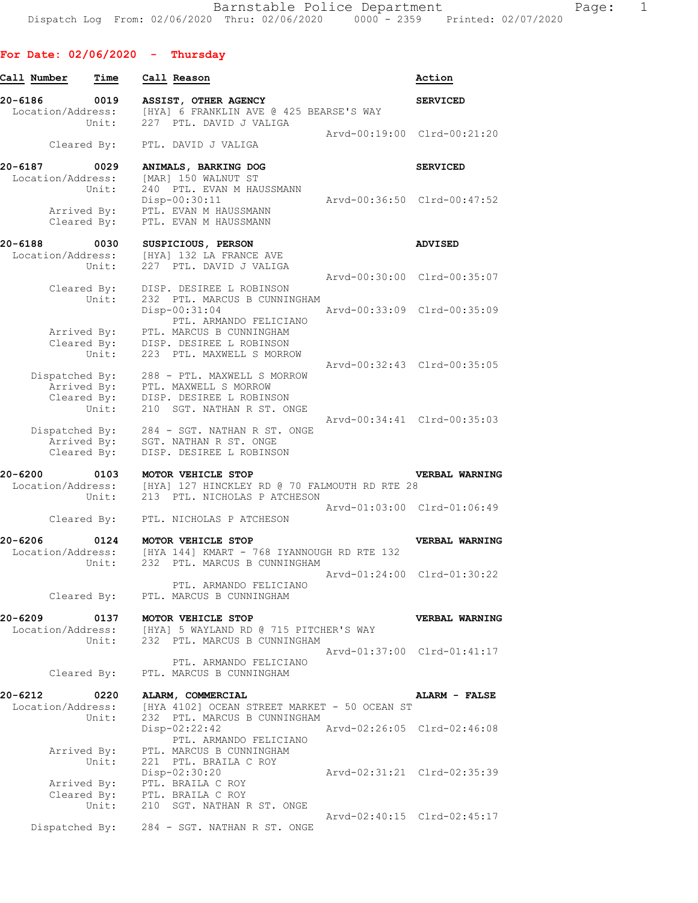Barnstable Police Department
Dispatch Log From: 02/06/2020 Thru: 02/06/2020 0000 - 2359 Printed: 02/07/2020

## For Date: 02/06/2020 - Thursday

```
Call Number     Time     Call Reason                                     Action

20-6186         0019     ASSIST, OTHER AGENCY                            SERVICED
  Location/Address:      [HYA] 6 FRANKLIN AVE @ 425 BEARSE'S WAY
              Unit:      227  PTL. DAVID J VALIGA
                                                   Arvd-00:19:00  Clrd-00:21:20
        Cleared By:      PTL. DAVID J VALIGA

20-6187         0029     ANIMALS, BARKING DOG                            SERVICED
  Location/Address:      [MAR] 150 WALNUT ST
              Unit:      240  PTL. EVAN M HAUSSMANN
                         Disp-00:30:11             Arvd-00:36:50  Clrd-00:47:52
        Arrived By:      PTL. EVAN M HAUSSMANN
        Cleared By:      PTL. EVAN M HAUSSMANN

20-6188         0030     SUSPICIOUS, PERSON                              ADVISED
  Location/Address:      [HYA] 132 LA FRANCE AVE
              Unit:      227  PTL. DAVID J VALIGA
                                                   Arvd-00:30:00  Clrd-00:35:07
        Cleared By:      DISP. DESIREE L ROBINSON
              Unit:      232  PTL. MARCUS B CUNNINGHAM
                         Disp-00:31:04             Arvd-00:33:09  Clrd-00:35:09
                              PTL. ARMANDO FELICIANO
        Arrived By:      PTL. MARCUS B CUNNINGHAM
        Cleared By:      DISP. DESIREE L ROBINSON
              Unit:      223  PTL. MAXWELL S MORROW
                                                   Arvd-00:32:43  Clrd-00:35:05
     Dispatched By:      288 - PTL. MAXWELL S MORROW
        Arrived By:      PTL. MAXWELL S MORROW
        Cleared By:      DISP. DESIREE L ROBINSON
              Unit:      210  SGT. NATHAN R ST. ONGE
                                                   Arvd-00:34:41  Clrd-00:35:03
     Dispatched By:      284 - SGT. NATHAN R ST. ONGE
        Arrived By:      SGT. NATHAN R ST. ONGE
        Cleared By:      DISP. DESIREE L ROBINSON

20-6200         0103     MOTOR VEHICLE STOP                              VERBAL WARNING
  Location/Address:      [HYA] 127 HINCKLEY RD @ 70 FALMOUTH RD RTE 28
              Unit:      213  PTL. NICHOLAS P ATCHESON
                                                   Arvd-01:03:00  Clrd-01:06:49
        Cleared By:      PTL. NICHOLAS P ATCHESON

20-6206         0124     MOTOR VEHICLE STOP                              VERBAL WARNING
  Location/Address:      [HYA 144] KMART - 768 IYANNOUGH RD RTE 132
              Unit:      232  PTL. MARCUS B CUNNINGHAM
                                                   Arvd-01:24:00  Clrd-01:30:22
                              PTL. ARMANDO FELICIANO
        Cleared By:      PTL. MARCUS B CUNNINGHAM

20-6209         0137     MOTOR VEHICLE STOP                              VERBAL WARNING
  Location/Address:      [HYA] 5 WAYLAND RD @ 715 PITCHER'S WAY
              Unit:      232  PTL. MARCUS B CUNNINGHAM
                                                   Arvd-01:37:00  Clrd-01:41:17
                              PTL. ARMANDO FELICIANO
        Cleared By:      PTL. MARCUS B CUNNINGHAM

20-6212         0220     ALARM, COMMERCIAL                               ALARM - FALSE
  Location/Address:      [HYA 4102] OCEAN STREET MARKET - 50 OCEAN ST
              Unit:      232  PTL. MARCUS B CUNNINGHAM
                         Disp-02:22:42             Arvd-02:26:05  Clrd-02:46:08
                              PTL. ARMANDO FELICIANO
        Arrived By:      PTL. MARCUS B CUNNINGHAM
              Unit:      221  PTL. BRAILA C ROY
                         Disp-02:30:20             Arvd-02:31:21  Clrd-02:35:39
        Arrived By:      PTL. BRAILA C ROY
        Cleared By:      PTL. BRAILA C ROY
              Unit:      210  SGT. NATHAN R ST. ONGE
                                                   Arvd-02:40:15  Clrd-02:45:17
     Dispatched By:      284 - SGT. NATHAN R ST. ONGE
```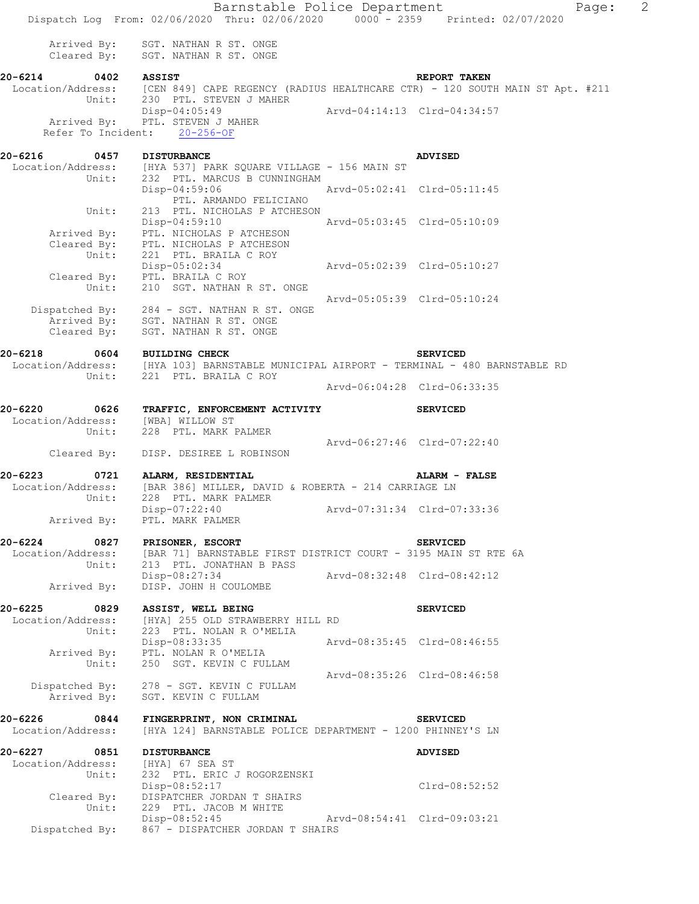Arrived By: SGT. NATHAN R ST. ONGE
Cleared By: SGT. NATHAN R ST. ONGE

**20-6214 0402 ASSIST** — REPORT TAKEN
Location/Address: [CEN 849] CAPE REGENCY (RADIUS HEALTHCARE CTR) - 120 SOUTH MAIN ST Apt. #211
Unit: 230 PTL. STEVEN J MAHER
Disp-04:05:49 Arvd-04:14:13 Clrd-04:34:57
Arrived By: PTL. STEVEN J MAHER
Refer To Incident: 20-256-OF

**20-6216 0457 DISTURBANCE** — ADVISED
Location/Address: [HYA 537] PARK SQUARE VILLAGE - 156 MAIN ST
Unit: 232 PTL. MARCUS B CUNNINGHAM
Disp-04:59:06 Arvd-05:02:41 Clrd-05:11:45
PTL. ARMANDO FELICIANO
Unit: 213 PTL. NICHOLAS P ATCHESON
Disp-04:59:10 Arvd-05:03:45 Clrd-05:10:09
Arrived By: PTL. NICHOLAS P ATCHESON
Cleared By: PTL. NICHOLAS P ATCHESON
Unit: 221 PTL. BRAILA C ROY
Disp-05:02:34 Arvd-05:02:39 Clrd-05:10:27
Cleared By: PTL. BRAILA C ROY
Unit: 210 SGT. NATHAN R ST. ONGE
Arvd-05:05:39 Clrd-05:10:24
Dispatched By: 284 - SGT. NATHAN R ST. ONGE
Arrived By: SGT. NATHAN R ST. ONGE
Cleared By: SGT. NATHAN R ST. ONGE

**20-6218 0604 BUILDING CHECK** — SERVICED
Location/Address: [HYA 103] BARNSTABLE MUNICIPAL AIRPORT - TERMINAL - 480 BARNSTABLE RD
Unit: 221 PTL. BRAILA C ROY
Arvd-06:04:28 Clrd-06:33:35

**20-6220 0626 TRAFFIC, ENFORCEMENT ACTIVITY** — SERVICED
Location/Address: [WBA] WILLOW ST
Unit: 228 PTL. MARK PALMER
Arvd-06:27:46 Clrd-07:22:40
Cleared By: DISP. DESIREE L ROBINSON

**20-6223 0721 ALARM, RESIDENTIAL** — ALARM - FALSE
Location/Address: [BAR 386] MILLER, DAVID & ROBERTA - 214 CARRIAGE LN
Unit: 228 PTL. MARK PALMER
Disp-07:22:40 Arvd-07:31:34 Clrd-07:33:36
Arrived By: PTL. MARK PALMER

**20-6224 0827 PRISONER, ESCORT** — SERVICED
Location/Address: [BAR 71] BARNSTABLE FIRST DISTRICT COURT - 3195 MAIN ST RTE 6A
Unit: 213 PTL. JONATHAN B PASS
Disp-08:27:34 Arvd-08:32:48 Clrd-08:42:12
Arrived By: DISP. JOHN H COULOMBE

**20-6225 0829 ASSIST, WELL BEING** — SERVICED
Location/Address: [HYA] 255 OLD STRAWBERRY HILL RD
Unit: 223 PTL. NOLAN R O'MELIA
Disp-08:33:35 Arvd-08:35:45 Clrd-08:46:55
Arrived By: PTL. NOLAN R O'MELIA
Unit: 250 SGT. KEVIN C FULLAM
Arvd-08:35:26 Clrd-08:46:58
Dispatched By: 278 - SGT. KEVIN C FULLAM
Arrived By: SGT. KEVIN C FULLAM

**20-6226 0844 FINGERPRINT, NON CRIMINAL** — SERVICED
Location/Address: [HYA 124] BARNSTABLE POLICE DEPARTMENT - 1200 PHINNEY'S LN

**20-6227 0851 DISTURBANCE** — ADVISED
Location/Address: [HYA] 67 SEA ST
Unit: 232 PTL. ERIC J ROGORZENSKI
Disp-08:52:17 Clrd-08:52:52
Cleared By: DISPATCHER JORDAN T SHAIRS
Unit: 229 PTL. JACOB M WHITE
Disp-08:52:45 Arvd-08:54:41 Clrd-09:03:21
Dispatched By: 867 - DISPATCHER JORDAN T SHAIRS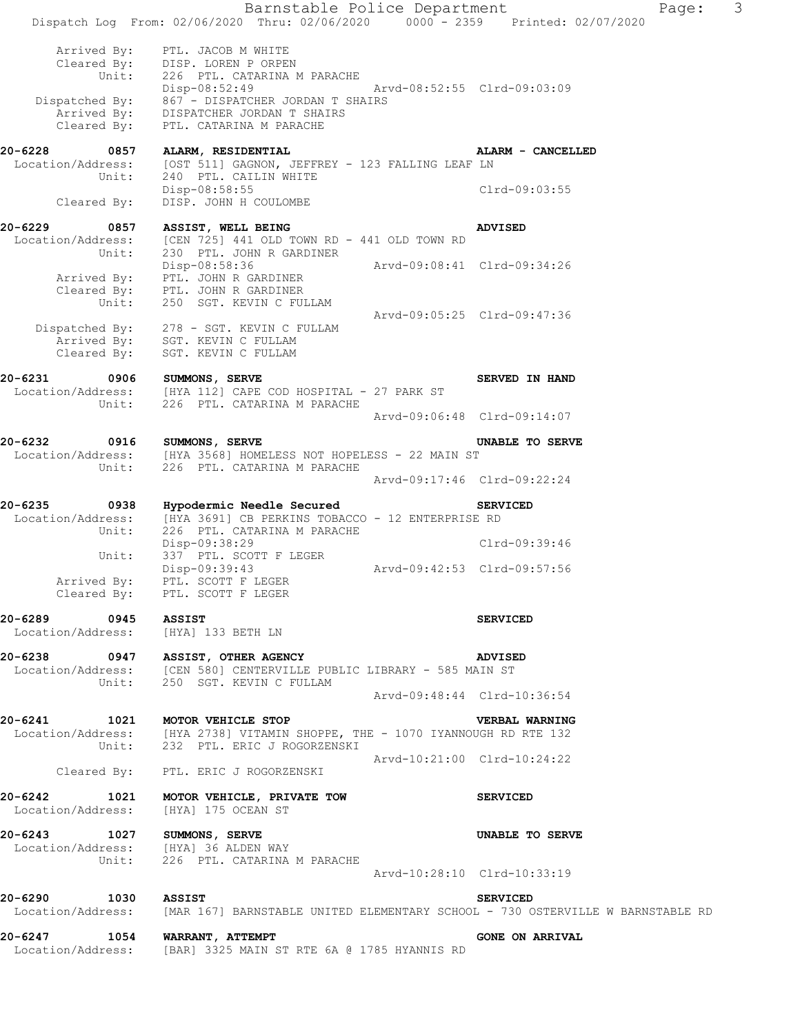Arrived By: PTL. JACOB M WHITE
Cleared By: DISP. LOREN P ORPEN
Unit: 226 PTL. CATARINA M PARACHE
Disp-08:52:49 Arvd-08:52:55 Clrd-09:03:09
Dispatched By: 867 - DISPATCHER JORDAN T SHAIRS
Arrived By: DISPATCHER JORDAN T SHAIRS
Cleared By: PTL. CATARINA M PARACHE

**20-6228 0857 ALARM, RESIDENTIAL** **ALARM - CANCELLED**
Location/Address: [OST 511] GAGNON, JEFFREY - 123 FALLING LEAF LN
Unit: 240 PTL. CAILIN WHITE
Disp-08:58:55 Clrd-09:03:55
Cleared By: DISP. JOHN H COULOMBE

**20-6229 0857 ASSIST, WELL BEING** **ADVISED**
Location/Address: [CEN 725] 441 OLD TOWN RD - 441 OLD TOWN RD
Unit: 230 PTL. JOHN R GARDINER
Disp-08:58:36 Arvd-09:08:41 Clrd-09:34:26
Arrived By: PTL. JOHN R GARDINER
Cleared By: PTL. JOHN R GARDINER
Unit: 250 SGT. KEVIN C FULLAM
Arvd-09:05:25 Clrd-09:47:36
Dispatched By: 278 - SGT. KEVIN C FULLAM
Arrived By: SGT. KEVIN C FULLAM
Cleared By: SGT. KEVIN C FULLAM

**20-6231 0906 SUMMONS, SERVE** **SERVED IN HAND**
Location/Address: [HYA 112] CAPE COD HOSPITAL - 27 PARK ST
Unit: 226 PTL. CATARINA M PARACHE
Arvd-09:06:48 Clrd-09:14:07

**20-6232 0916 SUMMONS, SERVE** **UNABLE TO SERVE**
Location/Address: [HYA 3568] HOMELESS NOT HOPELESS - 22 MAIN ST
Unit: 226 PTL. CATARINA M PARACHE
Arvd-09:17:46 Clrd-09:22:24

**20-6235 0938 Hypodermic Needle Secured** **SERVICED**
Location/Address: [HYA 3691] CB PERKINS TOBACCO - 12 ENTERPRISE RD
Unit: 226 PTL. CATARINA M PARACHE
Disp-09:38:29 Clrd-09:39:46
Unit: 337 PTL. SCOTT F LEGER
Disp-09:39:43 Arvd-09:42:53 Clrd-09:57:56
Arrived By: PTL. SCOTT F LEGER
Cleared By: PTL. SCOTT F LEGER

**20-6289 0945 ASSIST** **SERVICED**
Location/Address: [HYA] 133 BETH LN

**20-6238 0947 ASSIST, OTHER AGENCY** **ADVISED**
Location/Address: [CEN 580] CENTERVILLE PUBLIC LIBRARY - 585 MAIN ST
Unit: 250 SGT. KEVIN C FULLAM
Arvd-09:48:44 Clrd-10:36:54

**20-6241 1021 MOTOR VEHICLE STOP** **VERBAL WARNING**
Location/Address: [HYA 2738] VITAMIN SHOPPE, THE - 1070 IYANNOUGH RD RTE 132
Unit: 232 PTL. ERIC J ROGORZENSKI
Arvd-10:21:00 Clrd-10:24:22
Cleared By: PTL. ERIC J ROGORZENSKI

**20-6242 1021 MOTOR VEHICLE, PRIVATE TOW** **SERVICED**
Location/Address: [HYA] 175 OCEAN ST

**20-6243 1027 SUMMONS, SERVE** **UNABLE TO SERVE**
Location/Address: [HYA] 36 ALDEN WAY
Unit: 226 PTL. CATARINA M PARACHE
Arvd-10:28:10 Clrd-10:33:19

**20-6290 1030 ASSIST** **SERVICED**
Location/Address: [MAR 167] BARNSTABLE UNITED ELEMENTARY SCHOOL - 730 OSTERVILLE W BARNSTABLE RD

**20-6247 1054 WARRANT, ATTEMPT** **GONE ON ARRIVAL**
Location/Address: [BAR] 3325 MAIN ST RTE 6A @ 1785 HYANNIS RD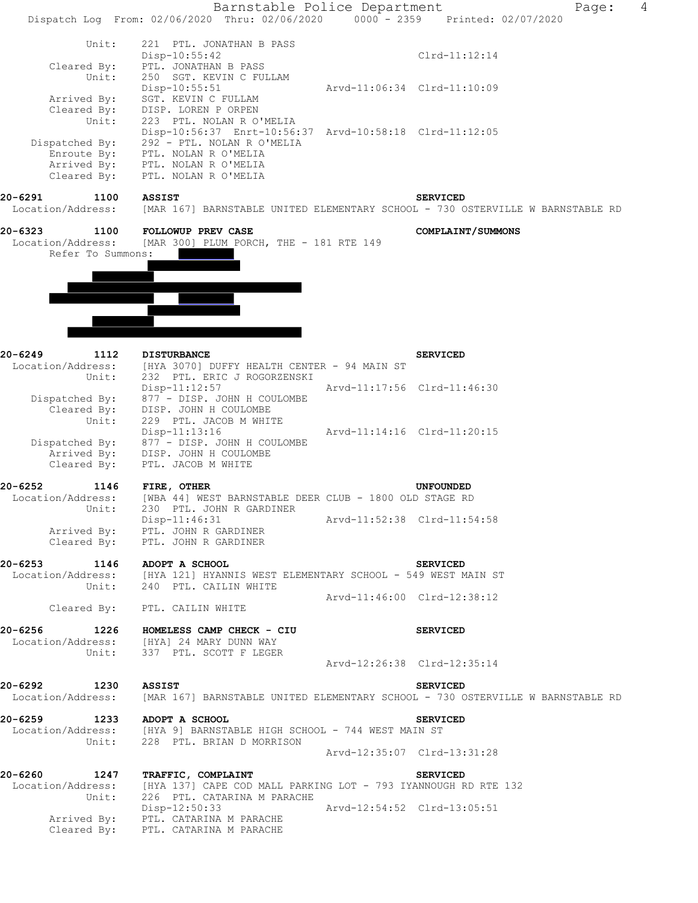```
          Unit:     221  PTL. JONATHAN B PASS
                    Disp-10:55:42                          Clrd-11:12:14
     Cleared By:    PTL. JONATHAN B PASS
          Unit:     250  SGT. KEVIN C FULLAM
                    Disp-10:55:51              Arvd-11:06:34  Clrd-11:10:09
     Arrived By:    SGT. KEVIN C FULLAM
     Cleared By:    DISP. LOREN P ORPEN
          Unit:     223  PTL. NOLAN R O'MELIA
                    Disp-10:56:37  Enrt-10:56:37  Arvd-10:58:18  Clrd-11:12:05
  Dispatched By:    292 - PTL. NOLAN R O'MELIA
     Enroute By:    PTL. NOLAN R O'MELIA
     Arrived By:    PTL. NOLAN R O'MELIA
     Cleared By:    PTL. NOLAN R O'MELIA
```

**20-6291      1100    ASSIST                                          SERVICED**

```
 Location/Address:  [MAR 167] BARNSTABLE UNITED ELEMENTARY SCHOOL - 730 OSTERVILLE W BARNSTABLE RD
```

**20-6323      1100    FOLLOWUP PREV CASE                              COMPLAINT/SUMMONS**

```
 Location/Address:  [MAR 300] PLUM PORCH, THE - 181 RTE 149
   Refer To Summons:
```

**20-6249      1112    DISTURBANCE                                     SERVICED**

```
 Location/Address:  [HYA 3070] DUFFY HEALTH CENTER - 94 MAIN ST
          Unit:     232  PTL. ERIC J ROGORZENSKI
                    Disp-11:12:57              Arvd-11:17:56  Clrd-11:46:30
  Dispatched By:    877 - DISP. JOHN H COULOMBE
     Cleared By:    DISP. JOHN H COULOMBE
          Unit:     229  PTL. JACOB M WHITE
                    Disp-11:13:16              Arvd-11:14:16  Clrd-11:20:15
  Dispatched By:    877 - DISP. JOHN H COULOMBE
     Arrived By:    DISP. JOHN H COULOMBE
     Cleared By:    PTL. JACOB M WHITE
```

**20-6252      1146    FIRE, OTHER                                     UNFOUNDED**

```
 Location/Address:  [WBA 44] WEST BARNSTABLE DEER CLUB - 1800 OLD STAGE RD
          Unit:     230  PTL. JOHN R GARDINER
                    Disp-11:46:31              Arvd-11:52:38  Clrd-11:54:58
     Arrived By:    PTL. JOHN R GARDINER
     Cleared By:    PTL. JOHN R GARDINER
```

**20-6253      1146    ADOPT A SCHOOL                                  SERVICED**

```
 Location/Address:  [HYA 121] HYANNIS WEST ELEMENTARY SCHOOL - 549 WEST MAIN ST
          Unit:     240  PTL. CAILIN WHITE
                                               Arvd-11:46:00  Clrd-12:38:12
     Cleared By:    PTL. CAILIN WHITE
```

**20-6256      1226    HOMELESS CAMP CHECK - CIU                       SERVICED**

```
 Location/Address:  [HYA] 24 MARY DUNN WAY
          Unit:     337  PTL. SCOTT F LEGER
                                               Arvd-12:26:38  Clrd-12:35:14
```

**20-6292      1230    ASSIST                                          SERVICED**

```
 Location/Address:  [MAR 167] BARNSTABLE UNITED ELEMENTARY SCHOOL - 730 OSTERVILLE W BARNSTABLE RD
```

**20-6259      1233    ADOPT A SCHOOL                                  SERVICED**

```
 Location/Address:  [HYA 9] BARNSTABLE HIGH SCHOOL - 744 WEST MAIN ST
          Unit:     228  PTL. BRIAN D MORRISON
                                               Arvd-12:35:07  Clrd-13:31:28
```

**20-6260      1247    TRAFFIC, COMPLAINT                              SERVICED**

```
 Location/Address:  [HYA 137] CAPE COD MALL PARKING LOT - 793 IYANNOUGH RD RTE 132
          Unit:     226  PTL. CATARINA M PARACHE
                    Disp-12:50:33              Arvd-12:54:52  Clrd-13:05:51
     Arrived By:    PTL. CATARINA M PARACHE
     Cleared By:    PTL. CATARINA M PARACHE
```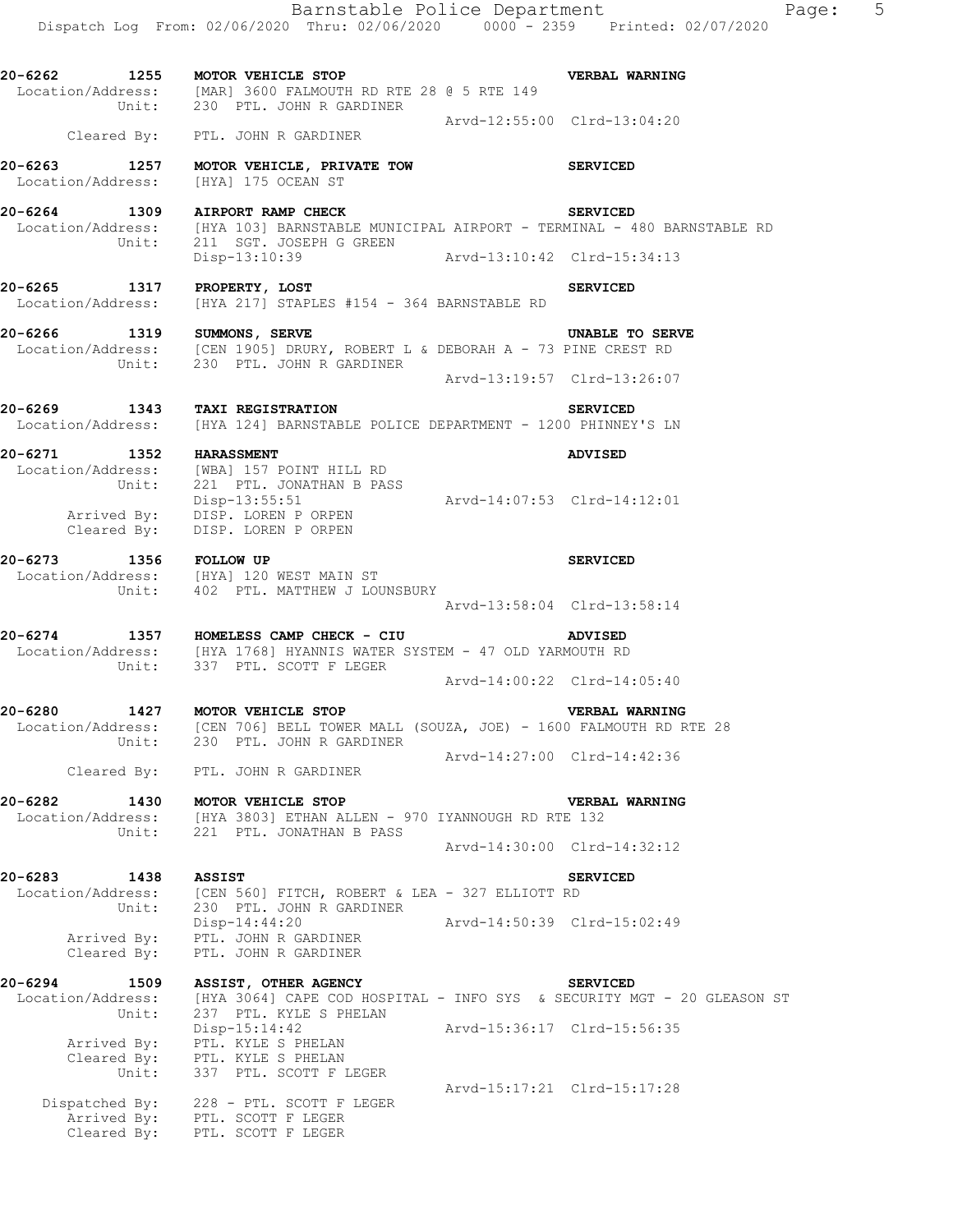**20-6262 1255 MOTOR VEHICLE STOP** **VERBAL WARNING**
Location/Address: [MAR] 3600 FALMOUTH RD RTE 28 @ 5 RTE 149
Unit: 230 PTL. JOHN R GARDINER
Arvd-12:55:00 Clrd-13:04:20
Cleared By: PTL. JOHN R GARDINER

**20-6263 1257 MOTOR VEHICLE, PRIVATE TOW** **SERVICED**
Location/Address: [HYA] 175 OCEAN ST

**20-6264 1309 AIRPORT RAMP CHECK** **SERVICED**
Location/Address: [HYA 103] BARNSTABLE MUNICIPAL AIRPORT - TERMINAL - 480 BARNSTABLE RD
Unit: 211 SGT. JOSEPH G GREEN
Disp-13:10:39 Arvd-13:10:42 Clrd-15:34:13

**20-6265 1317 PROPERTY, LOST** **SERVICED**
Location/Address: [HYA 217] STAPLES #154 - 364 BARNSTABLE RD

**20-6266 1319 SUMMONS, SERVE** **UNABLE TO SERVE**
Location/Address: [CEN 1905] DRURY, ROBERT L & DEBORAH A - 73 PINE CREST RD
Unit: 230 PTL. JOHN R GARDINER
Arvd-13:19:57 Clrd-13:26:07

**20-6269 1343 TAXI REGISTRATION** **SERVICED**
Location/Address: [HYA 124] BARNSTABLE POLICE DEPARTMENT - 1200 PHINNEY'S LN

**20-6271 1352 HARASSMENT** **ADVISED**
Location/Address: [WBA] 157 POINT HILL RD
Unit: 221 PTL. JONATHAN B PASS
Disp-13:55:51 Arvd-14:07:53 Clrd-14:12:01
Arrived By: DISP. LOREN P ORPEN
Cleared By: DISP. LOREN P ORPEN

**20-6273 1356 FOLLOW UP** **SERVICED**
Location/Address: [HYA] 120 WEST MAIN ST
Unit: 402 PTL. MATTHEW J LOUNSBURY
Arvd-13:58:04 Clrd-13:58:14

**20-6274 1357 HOMELESS CAMP CHECK - CIU** **ADVISED**
Location/Address: [HYA 1768] HYANNIS WATER SYSTEM - 47 OLD YARMOUTH RD
Unit: 337 PTL. SCOTT F LEGER
Arvd-14:00:22 Clrd-14:05:40

**20-6280 1427 MOTOR VEHICLE STOP** **VERBAL WARNING**
Location/Address: [CEN 706] BELL TOWER MALL (SOUZA, JOE) - 1600 FALMOUTH RD RTE 28
Unit: 230 PTL. JOHN R GARDINER
Arvd-14:27:00 Clrd-14:42:36
Cleared By: PTL. JOHN R GARDINER

**20-6282 1430 MOTOR VEHICLE STOP** **VERBAL WARNING**
Location/Address: [HYA 3803] ETHAN ALLEN - 970 IYANNOUGH RD RTE 132
Unit: 221 PTL. JONATHAN B PASS
Arvd-14:30:00 Clrd-14:32:12

**20-6283 1438 ASSIST** **SERVICED**
Location/Address: [CEN 560] FITCH, ROBERT & LEA - 327 ELLIOTT RD
Unit: 230 PTL. JOHN R GARDINER
Disp-14:44:20 Arvd-14:50:39 Clrd-15:02:49
Arrived By: PTL. JOHN R GARDINER
Cleared By: PTL. JOHN R GARDINER

**20-6294 1509 ASSIST, OTHER AGENCY** **SERVICED**
Location/Address: [HYA 3064] CAPE COD HOSPITAL - INFO SYS & SECURITY MGT - 20 GLEASON ST
Unit: 237 PTL. KYLE S PHELAN
Disp-15:14:42 Arvd-15:36:17 Clrd-15:56:35
Arrived By: PTL. KYLE S PHELAN
Cleared By: PTL. KYLE S PHELAN
Unit: 337 PTL. SCOTT F LEGER
Arvd-15:17:21 Clrd-15:17:28
Dispatched By: 228 - PTL. SCOTT F LEGER
Arrived By: PTL. SCOTT F LEGER
Cleared By: PTL. SCOTT F LEGER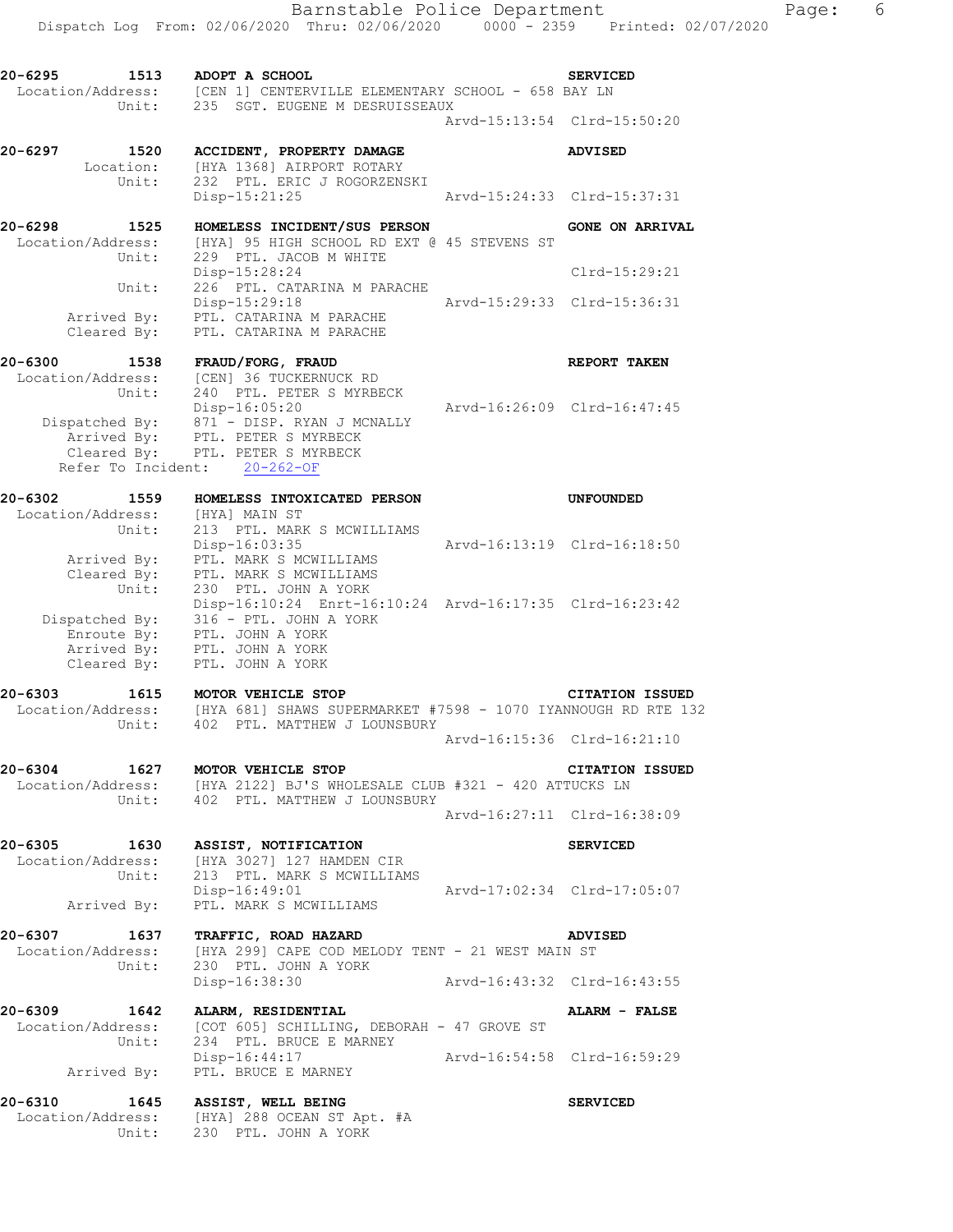```
20-6295        1513   ADOPT A SCHOOL                                        SERVICED
 Location/Address:    [CEN 1] CENTERVILLE ELEMENTARY SCHOOL - 658 BAY LN
            Unit:     235  SGT. EUGENE M DESRUISSEAUX
                                                   Arvd-15:13:54  Clrd-15:50:20

20-6297        1520   ACCIDENT, PROPERTY DAMAGE                             ADVISED
         Location:    [HYA 1368] AIRPORT ROTARY
            Unit:     232  PTL. ERIC J ROGORZENSKI
                      Disp-15:21:25                Arvd-15:24:33  Clrd-15:37:31

20-6298        1525   HOMELESS INCIDENT/SUS PERSON                          GONE ON ARRIVAL
 Location/Address:    [HYA] 95 HIGH SCHOOL RD EXT @ 45 STEVENS ST
            Unit:     229  PTL. JACOB M WHITE
                      Disp-15:28:24                               Clrd-15:29:21
            Unit:     226  PTL. CATARINA M PARACHE
                      Disp-15:29:18                Arvd-15:29:33  Clrd-15:36:31
       Arrived By:    PTL. CATARINA M PARACHE
       Cleared By:    PTL. CATARINA M PARACHE

20-6300        1538   FRAUD/FORG, FRAUD                                     REPORT TAKEN
 Location/Address:    [CEN] 36 TUCKERNUCK RD
            Unit:     240  PTL. PETER S MYRBECK
                      Disp-16:05:20                Arvd-16:26:09  Clrd-16:47:45
    Dispatched By:    871 - DISP. RYAN J MCNALLY
       Arrived By:    PTL. PETER S MYRBECK
       Cleared By:    PTL. PETER S MYRBECK
  Refer To Incident:    20-262-OF

20-6302        1559   HOMELESS INTOXICATED PERSON                           UNFOUNDED
 Location/Address:    [HYA] MAIN ST
            Unit:     213  PTL. MARK S MCWILLIAMS
                      Disp-16:03:35                Arvd-16:13:19  Clrd-16:18:50
       Arrived By:    PTL. MARK S MCWILLIAMS
       Cleared By:    PTL. MARK S MCWILLIAMS
            Unit:     230  PTL. JOHN A YORK
                      Disp-16:10:24  Enrt-16:10:24  Arvd-16:17:35  Clrd-16:23:42
    Dispatched By:    316 - PTL. JOHN A YORK
       Enroute By:    PTL. JOHN A YORK
       Arrived By:    PTL. JOHN A YORK
       Cleared By:    PTL. JOHN A YORK

20-6303        1615   MOTOR VEHICLE STOP                                    CITATION ISSUED
 Location/Address:    [HYA 681] SHAWS SUPERMARKET #7598 - 1070 IYANNOUGH RD RTE 132
            Unit:     402  PTL. MATTHEW J LOUNSBURY
                                                   Arvd-16:15:36  Clrd-16:21:10

20-6304        1627   MOTOR VEHICLE STOP                                    CITATION ISSUED
 Location/Address:    [HYA 2122] BJ'S WHOLESALE CLUB #321 - 420 ATTUCKS LN
            Unit:     402  PTL. MATTHEW J LOUNSBURY
                                                   Arvd-16:27:11  Clrd-16:38:09

20-6305        1630   ASSIST, NOTIFICATION                                  SERVICED
 Location/Address:    [HYA 3027] 127 HAMDEN CIR
            Unit:     213  PTL. MARK S MCWILLIAMS
                      Disp-16:49:01                Arvd-17:02:34  Clrd-17:05:07
       Arrived By:    PTL. MARK S MCWILLIAMS

20-6307        1637   TRAFFIC, ROAD HAZARD                                  ADVISED
 Location/Address:    [HYA 299] CAPE COD MELODY TENT - 21 WEST MAIN ST
            Unit:     230  PTL. JOHN A YORK
                      Disp-16:38:30                Arvd-16:43:32  Clrd-16:43:55

20-6309        1642   ALARM, RESIDENTIAL                                    ALARM - FALSE
 Location/Address:    [COT 605] SCHILLING, DEBORAH - 47 GROVE ST
            Unit:     234  PTL. BRUCE E MARNEY
                      Disp-16:44:17                Arvd-16:54:58  Clrd-16:59:29
       Arrived By:    PTL. BRUCE E MARNEY

20-6310        1645   ASSIST, WELL BEING                                    SERVICED
 Location/Address:    [HYA] 288 OCEAN ST Apt. #A
            Unit:     230  PTL. JOHN A YORK
```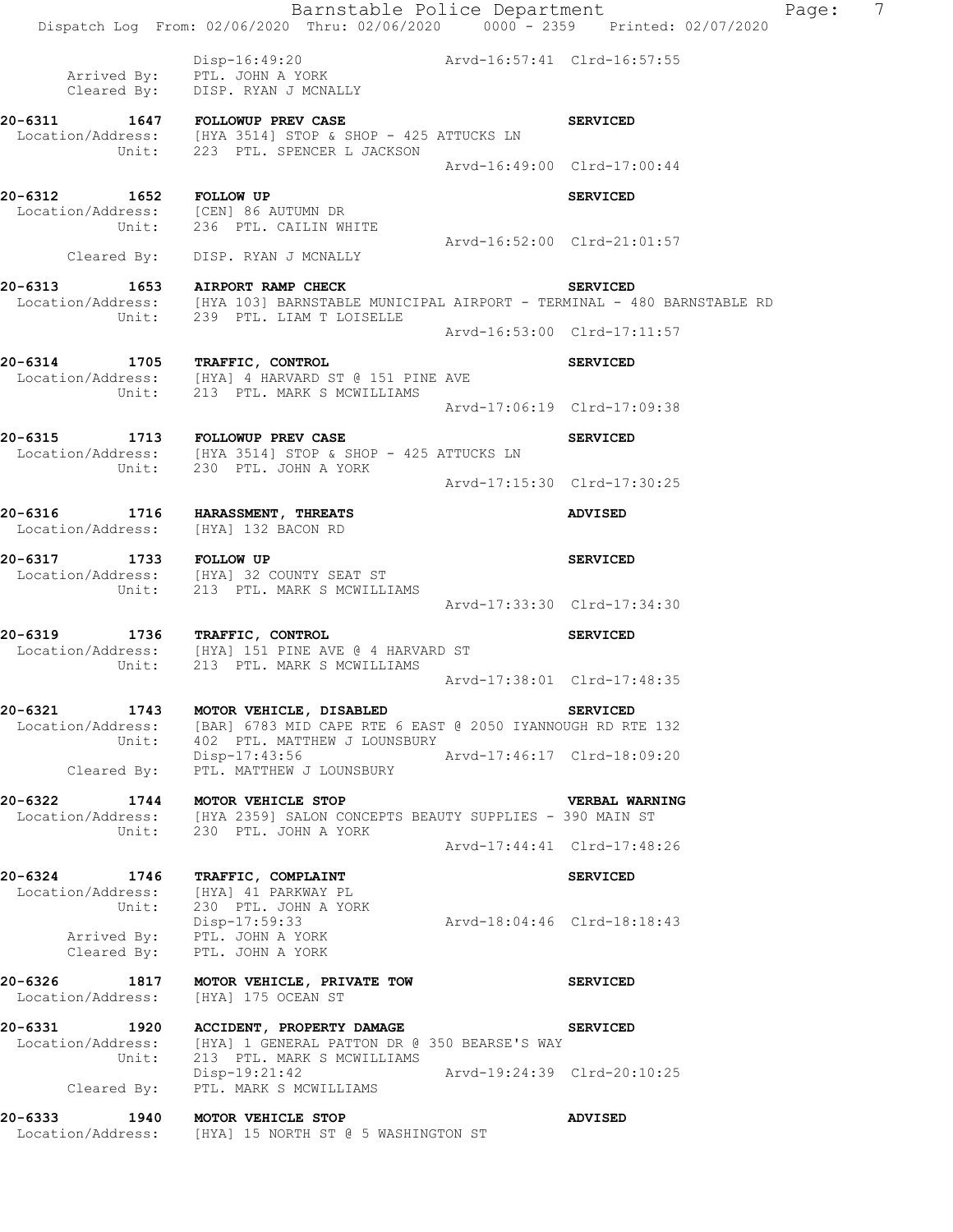```
                Disp-16:49:20                    Arvd-16:57:41  Clrd-16:57:55
    Arrived By:  PTL. JOHN A YORK
    Cleared By:  DISP. RYAN J MCNALLY

20-6311      1647   FOLLOWUP PREV CASE                          SERVICED
 Location/Address:  [HYA 3514] STOP & SHOP - 425 ATTUCKS LN
            Unit:   223  PTL. SPENCER L JACKSON
                                                 Arvd-16:49:00  Clrd-17:00:44

20-6312      1652   FOLLOW UP                                   SERVICED
 Location/Address:  [CEN] 86 AUTUMN DR
            Unit:   236  PTL. CAILIN WHITE
                                                 Arvd-16:52:00  Clrd-21:01:57
      Cleared By:   DISP. RYAN J MCNALLY

20-6313      1653   AIRPORT RAMP CHECK                          SERVICED
 Location/Address:  [HYA 103] BARNSTABLE MUNICIPAL AIRPORT - TERMINAL - 480 BARNSTABLE RD
            Unit:   239  PTL. LIAM T LOISELLE
                                                 Arvd-16:53:00  Clrd-17:11:57

20-6314      1705   TRAFFIC, CONTROL                            SERVICED
 Location/Address:  [HYA] 4 HARVARD ST @ 151 PINE AVE
            Unit:   213  PTL. MARK S MCWILLIAMS
                                                 Arvd-17:06:19  Clrd-17:09:38

20-6315      1713   FOLLOWUP PREV CASE                          SERVICED
 Location/Address:  [HYA 3514] STOP & SHOP - 425 ATTUCKS LN
            Unit:   230  PTL. JOHN A YORK
                                                 Arvd-17:15:30  Clrd-17:30:25

20-6316      1716   HARASSMENT, THREATS                         ADVISED
 Location/Address:  [HYA] 132 BACON RD

20-6317      1733   FOLLOW UP                                   SERVICED
 Location/Address:  [HYA] 32 COUNTY SEAT ST
            Unit:   213  PTL. MARK S MCWILLIAMS
                                                 Arvd-17:33:30  Clrd-17:34:30

20-6319      1736   TRAFFIC, CONTROL                            SERVICED
 Location/Address:  [HYA] 151 PINE AVE @ 4 HARVARD ST
            Unit:   213  PTL. MARK S MCWILLIAMS
                                                 Arvd-17:38:01  Clrd-17:48:35

20-6321      1743   MOTOR VEHICLE, DISABLED                     SERVICED
 Location/Address:  [BAR] 6783 MID CAPE RTE 6 EAST @ 2050 IYANNOUGH RD RTE 132
            Unit:   402  PTL. MATTHEW J LOUNSBURY
                    Disp-17:43:56                Arvd-17:46:17  Clrd-18:09:20
      Cleared By:   PTL. MATTHEW J LOUNSBURY

20-6322      1744   MOTOR VEHICLE STOP                          VERBAL WARNING
 Location/Address:  [HYA 2359] SALON CONCEPTS BEAUTY SUPPLIES - 390 MAIN ST
            Unit:   230  PTL. JOHN A YORK
                                                 Arvd-17:44:41  Clrd-17:48:26

20-6324      1746   TRAFFIC, COMPLAINT                          SERVICED
 Location/Address:  [HYA] 41 PARKWAY PL
            Unit:   230  PTL. JOHN A YORK
                    Disp-17:59:33                Arvd-18:04:46  Clrd-18:18:43
      Arrived By:   PTL. JOHN A YORK
      Cleared By:   PTL. JOHN A YORK

20-6326      1817   MOTOR VEHICLE, PRIVATE TOW                  SERVICED
 Location/Address:  [HYA] 175 OCEAN ST

20-6331      1920   ACCIDENT, PROPERTY DAMAGE                   SERVICED
 Location/Address:  [HYA] 1 GENERAL PATTON DR @ 350 BEARSE'S WAY
            Unit:   213  PTL. MARK S MCWILLIAMS
                    Disp-19:21:42                Arvd-19:24:39  Clrd-20:10:25
      Cleared By:   PTL. MARK S MCWILLIAMS

20-6333      1940   MOTOR VEHICLE STOP                          ADVISED
 Location/Address:  [HYA] 15 NORTH ST @ 5 WASHINGTON ST
```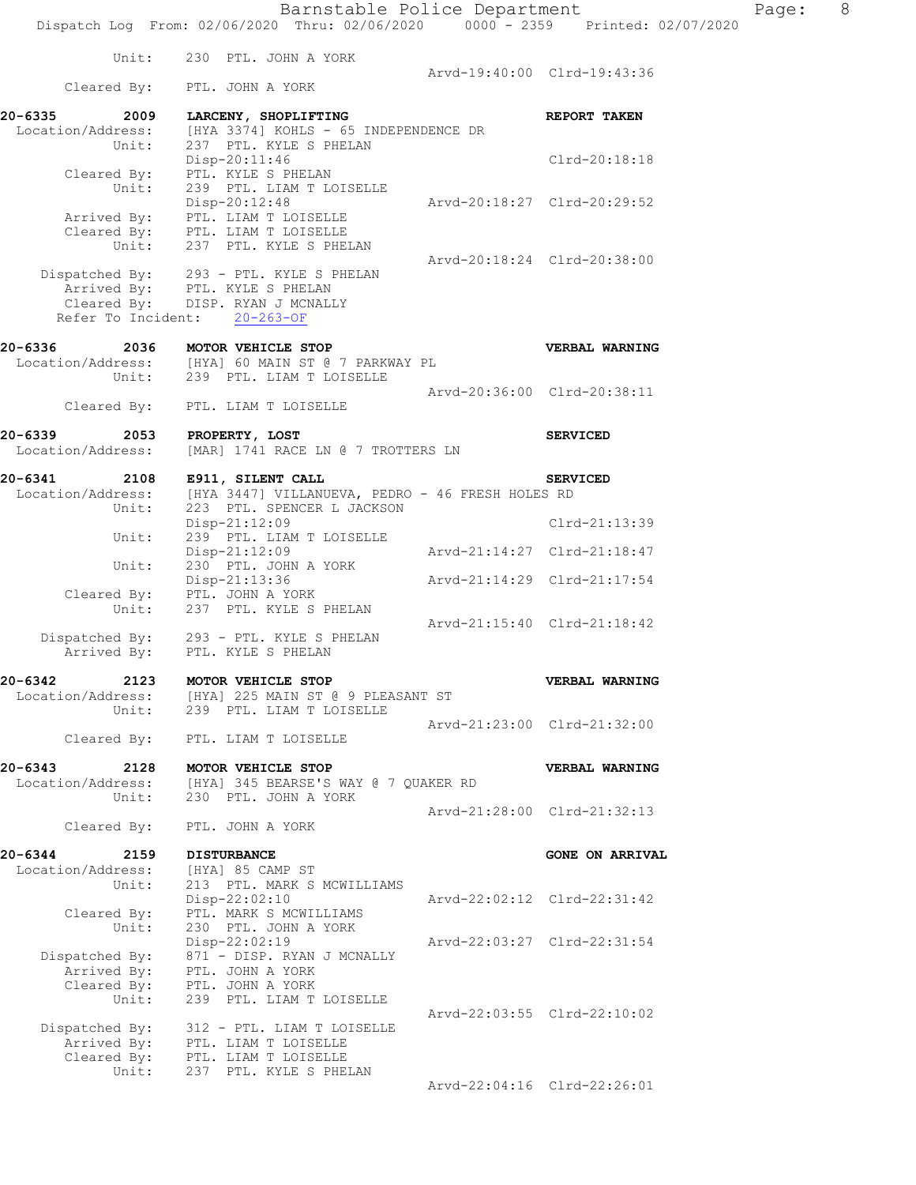```
         Unit:    230  PTL. JOHN A YORK
                                                Arvd-19:40:00  Clrd-19:43:36
   Cleared By:    PTL. JOHN A YORK

20-6335       2009    LARCENY, SHOPLIFTING                             REPORT TAKEN
 Location/Address:    [HYA 3374] KOHLS - 65 INDEPENDENCE DR
            Unit:    237  PTL. KYLE S PHELAN
                     Disp-20:11:46                                     Clrd-20:18:18
      Cleared By:    PTL. KYLE S PHELAN
            Unit:    239  PTL. LIAM T LOISELLE
                     Disp-20:12:48              Arvd-20:18:27  Clrd-20:29:52
      Arrived By:    PTL. LIAM T LOISELLE
      Cleared By:    PTL. LIAM T LOISELLE
            Unit:    237  PTL. KYLE S PHELAN
                                                Arvd-20:18:24  Clrd-20:38:00
   Dispatched By:    293 - PTL. KYLE S PHELAN
      Arrived By:    PTL. KYLE S PHELAN
      Cleared By:    DISP. RYAN J MCNALLY
  Refer To Incident:    20-263-OF

20-6336       2036    MOTOR VEHICLE STOP                               VERBAL WARNING
 Location/Address:    [HYA] 60 MAIN ST @ 7 PARKWAY PL
            Unit:    239  PTL. LIAM T LOISELLE
                                                Arvd-20:36:00  Clrd-20:38:11
      Cleared By:    PTL. LIAM T LOISELLE

20-6339       2053    PROPERTY, LOST                                   SERVICED
 Location/Address:    [MAR] 1741 RACE LN @ 7 TROTTERS LN

20-6341       2108    E911, SILENT CALL                                SERVICED
 Location/Address:    [HYA 3447] VILLANUEVA, PEDRO - 46 FRESH HOLES RD
            Unit:    223  PTL. SPENCER L JACKSON
                     Disp-21:12:09                                     Clrd-21:13:39
            Unit:    239  PTL. LIAM T LOISELLE
                     Disp-21:12:09              Arvd-21:14:27  Clrd-21:18:47
            Unit:    230  PTL. JOHN A YORK
                     Disp-21:13:36              Arvd-21:14:29  Clrd-21:17:54
      Cleared By:    PTL. JOHN A YORK
            Unit:    237  PTL. KYLE S PHELAN
                                                Arvd-21:15:40  Clrd-21:18:42
   Dispatched By:    293 - PTL. KYLE S PHELAN
      Arrived By:    PTL. KYLE S PHELAN

20-6342       2123    MOTOR VEHICLE STOP                               VERBAL WARNING
 Location/Address:    [HYA] 225 MAIN ST @ 9 PLEASANT ST
            Unit:    239  PTL. LIAM T LOISELLE
                                                Arvd-21:23:00  Clrd-21:32:00
      Cleared By:    PTL. LIAM T LOISELLE

20-6343       2128    MOTOR VEHICLE STOP                               VERBAL WARNING
 Location/Address:    [HYA] 345 BEARSE'S WAY @ 7 QUAKER RD
            Unit:    230  PTL. JOHN A YORK
                                                Arvd-21:28:00  Clrd-21:32:13
      Cleared By:    PTL. JOHN A YORK

20-6344       2159    DISTURBANCE                                      GONE ON ARRIVAL
 Location/Address:    [HYA] 85 CAMP ST
            Unit:    213  PTL. MARK S MCWILLIAMS
                     Disp-22:02:10              Arvd-22:02:12  Clrd-22:31:42
      Cleared By:    PTL. MARK S MCWILLIAMS
            Unit:    230  PTL. JOHN A YORK
                     Disp-22:02:19              Arvd-22:03:27  Clrd-22:31:54
   Dispatched By:    871 - DISP. RYAN J MCNALLY
      Arrived By:    PTL. JOHN A YORK
      Cleared By:    PTL. JOHN A YORK
            Unit:    239  PTL. LIAM T LOISELLE
                                                Arvd-22:03:55  Clrd-22:10:02
   Dispatched By:    312 - PTL. LIAM T LOISELLE
      Arrived By:    PTL. LIAM T LOISELLE
      Cleared By:    PTL. LIAM T LOISELLE
            Unit:    237  PTL. KYLE S PHELAN
                                                Arvd-22:04:16  Clrd-22:26:01
```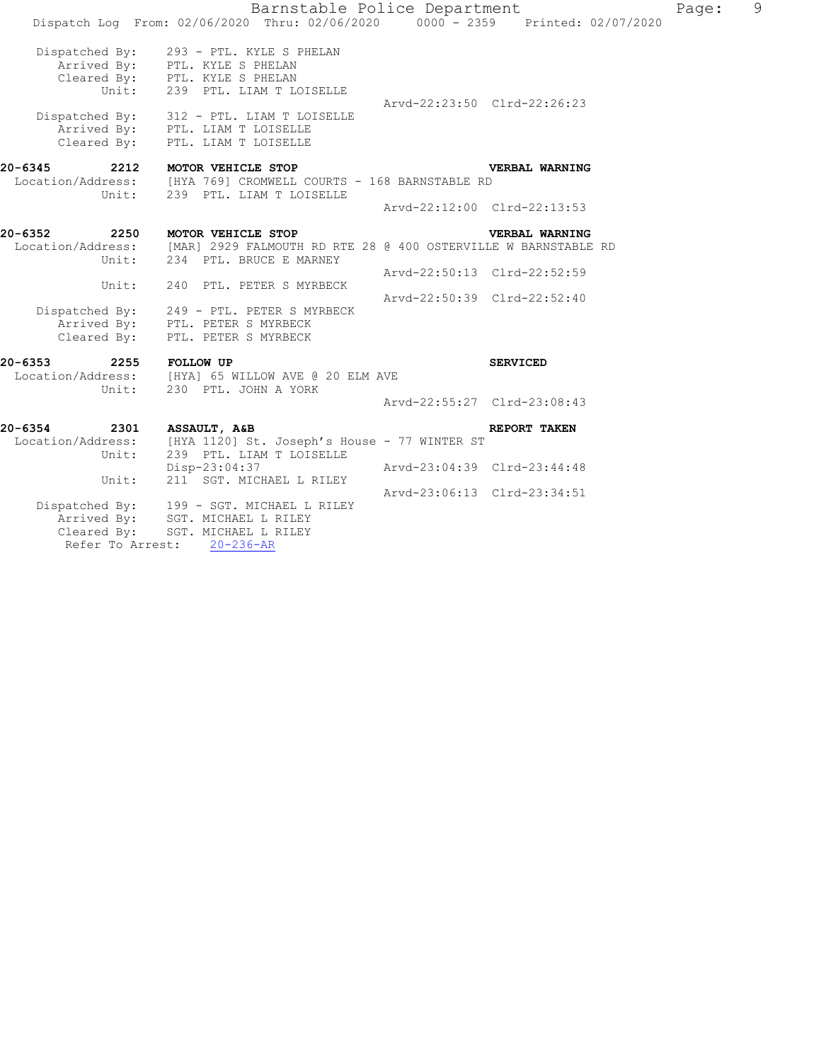Dispatched By: 293 - PTL. KYLE S PHELAN
Arrived By: PTL. KYLE S PHELAN
Cleared By: PTL. KYLE S PHELAN
Unit: 239 PTL. LIAM T LOISELLE
Arvd-22:23:50 Clrd-22:26:23
Dispatched By: 312 - PTL. LIAM T LOISELLE
Arrived By: PTL. LIAM T LOISELLE
Cleared By: PTL. LIAM T LOISELLE

**20-6345 2212 MOTOR VEHICLE STOP** **VERBAL WARNING**
Location/Address: [HYA 769] CROMWELL COURTS - 168 BARNSTABLE RD
Unit: 239 PTL. LIAM T LOISELLE
Arvd-22:12:00 Clrd-22:13:53

**20-6352 2250 MOTOR VEHICLE STOP** **VERBAL WARNING**
Location/Address: [MAR] 2929 FALMOUTH RD RTE 28 @ 400 OSTERVILLE W BARNSTABLE RD
Unit: 234 PTL. BRUCE E MARNEY
Arvd-22:50:13 Clrd-22:52:59
Unit: 240 PTL. PETER S MYRBECK
Arvd-22:50:39 Clrd-22:52:40
Dispatched By: 249 - PTL. PETER S MYRBECK
Arrived By: PTL. PETER S MYRBECK
Cleared By: PTL. PETER S MYRBECK

**20-6353 2255 FOLLOW UP** **SERVICED**
Location/Address: [HYA] 65 WILLOW AVE @ 20 ELM AVE
Unit: 230 PTL. JOHN A YORK
Arvd-22:55:27 Clrd-23:08:43

**20-6354 2301 ASSAULT, A&B** **REPORT TAKEN**
Location/Address: [HYA 1120] St. Joseph's House - 77 WINTER ST
Unit: 239 PTL. LIAM T LOISELLE
Disp-23:04:37 Arvd-23:04:39 Clrd-23:44:48
Unit: 211 SGT. MICHAEL L RILEY
Arvd-23:06:13 Clrd-23:34:51
Dispatched By: 199 - SGT. MICHAEL L RILEY
Arrived By: SGT. MICHAEL L RILEY
Cleared By: SGT. MICHAEL L RILEY
Refer To Arrest: 20-236-AR